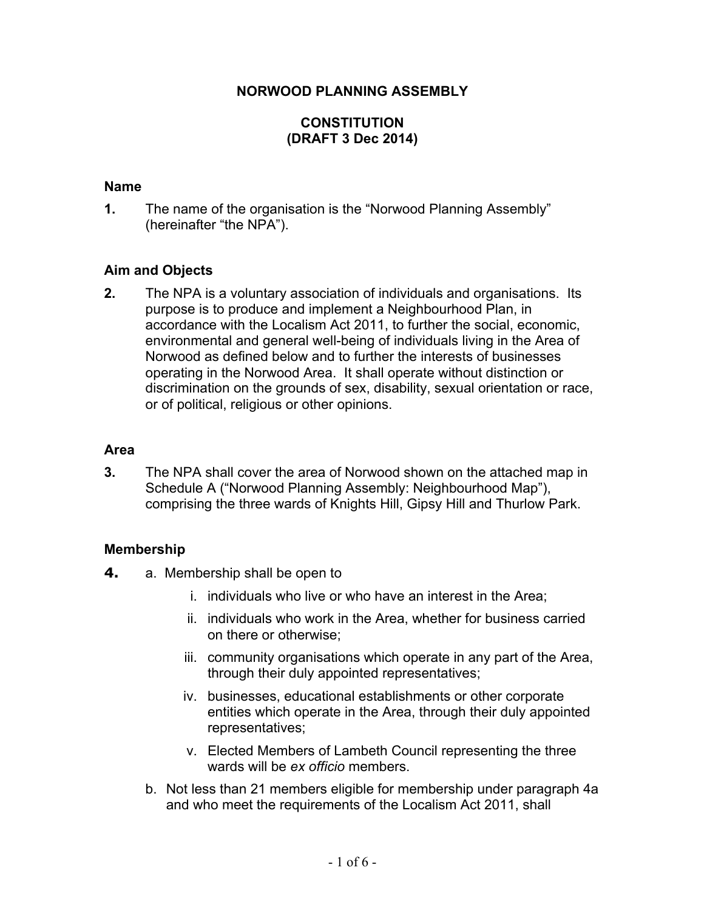# NORWOOD PLANNING ASSEMBLY

## CONSTITUTION
## (DRAFT 3 Dec 2014)

### Name

**1.** The name of the organisation is the "Norwood Planning Assembly" (hereinafter "the NPA").

### Aim and Objects

**2.** The NPA is a voluntary association of individuals and organisations. Its purpose is to produce and implement a Neighbourhood Plan, in accordance with the Localism Act 2011, to further the social, economic, environmental and general well-being of individuals living in the Area of Norwood as defined below and to further the interests of businesses operating in the Norwood Area. It shall operate without distinction or discrimination on the grounds of sex, disability, sexual orientation or race, or of political, religious or other opinions.

### Area

**3.** The NPA shall cover the area of Norwood shown on the attached map in Schedule A ("Norwood Planning Assembly: Neighbourhood Map"), comprising the three wards of Knights Hill, Gipsy Hill and Thurlow Park.

### Membership

**4.** a. Membership shall be open to

i. individuals who live or who have an interest in the Area;

ii. individuals who work in the Area, whether for business carried on there or otherwise;

iii. community organisations which operate in any part of the Area, through their duly appointed representatives;

iv. businesses, educational establishments or other corporate entities which operate in the Area, through their duly appointed representatives;

v. Elected Members of Lambeth Council representing the three wards will be *ex officio* members.

b. Not less than 21 members eligible for membership under paragraph 4a and who meet the requirements of the Localism Act 2011, shall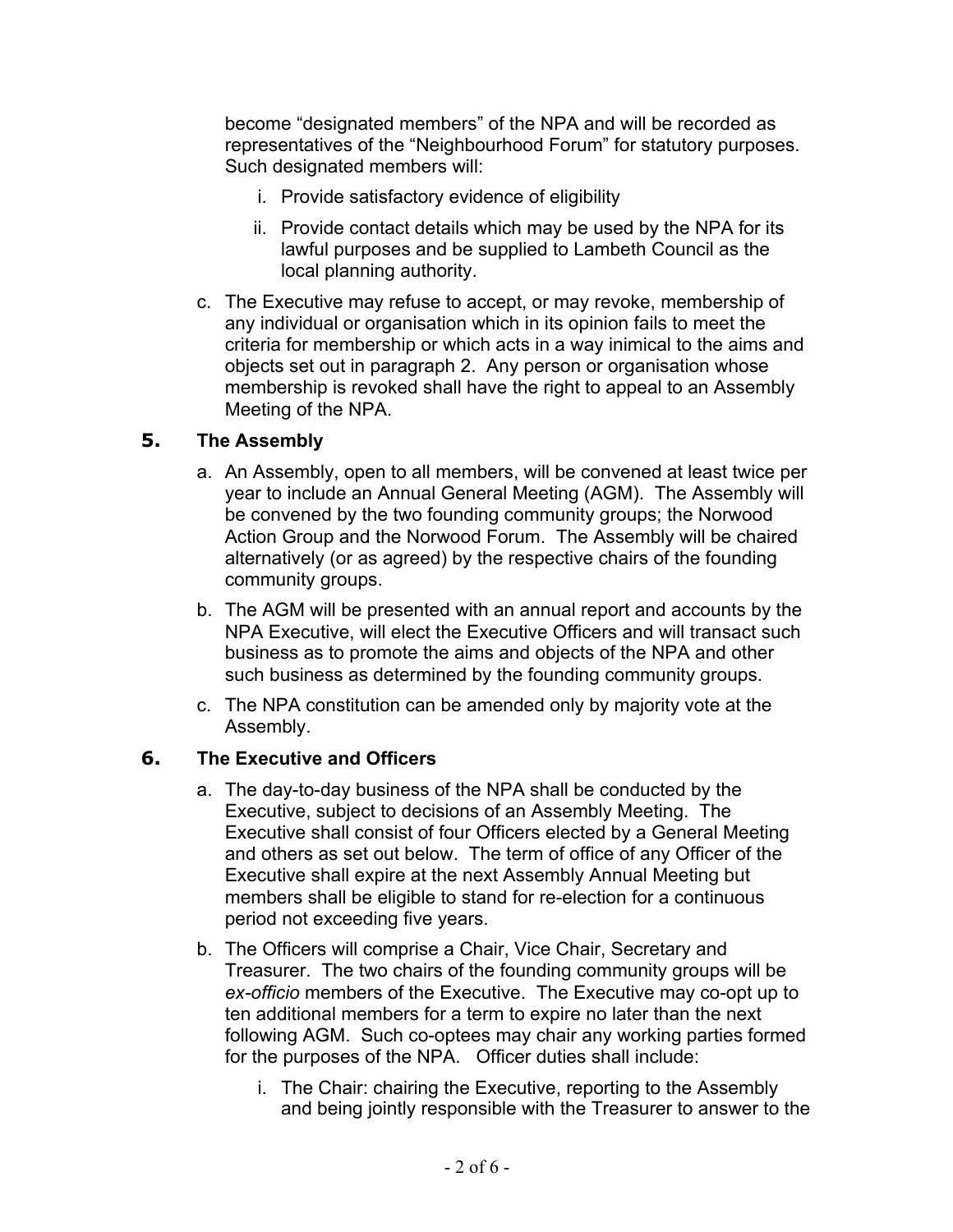become “designated members” of the NPA and will be recorded as representatives of the “Neighbourhood Forum” for statutory purposes. Such designated members will:

   i. Provide satisfactory evidence of eligibility
   ii. Provide contact details which may be used by the NPA for its lawful purposes and be supplied to Lambeth Council as the local planning authority.

c. The Executive may refuse to accept, or may revoke, membership of any individual or organisation which in its opinion fails to meet the criteria for membership or which acts in a way inimical to the aims and objects set out in paragraph 2. Any person or organisation whose membership is revoked shall have the right to appeal to an Assembly Meeting of the NPA.

## 5. The Assembly

a. An Assembly, open to all members, will be convened at least twice per year to include an Annual General Meeting (AGM). The Assembly will be convened by the two founding community groups; the Norwood Action Group and the Norwood Forum. The Assembly will be chaired alternatively (or as agreed) by the respective chairs of the founding community groups.

b. The AGM will be presented with an annual report and accounts by the NPA Executive, will elect the Executive Officers and will transact such business as to promote the aims and objects of the NPA and other such business as determined by the founding community groups.

c. The NPA constitution can be amended only by majority vote at the Assembly.

## 6. The Executive and Officers

a. The day-to-day business of the NPA shall be conducted by the Executive, subject to decisions of an Assembly Meeting. The Executive shall consist of four Officers elected by a General Meeting and others as set out below. The term of office of any Officer of the Executive shall expire at the next Assembly Annual Meeting but members shall be eligible to stand for re-election for a continuous period not exceeding five years.

b. The Officers will comprise a Chair, Vice Chair, Secretary and Treasurer. The two chairs of the founding community groups will be *ex-officio* members of the Executive. The Executive may co-opt up to ten additional members for a term to expire no later than the next following AGM. Such co-optees may chair any working parties formed for the purposes of the NPA. Officer duties shall include:

   i. The Chair: chairing the Executive, reporting to the Assembly and being jointly responsible with the Treasurer to answer to the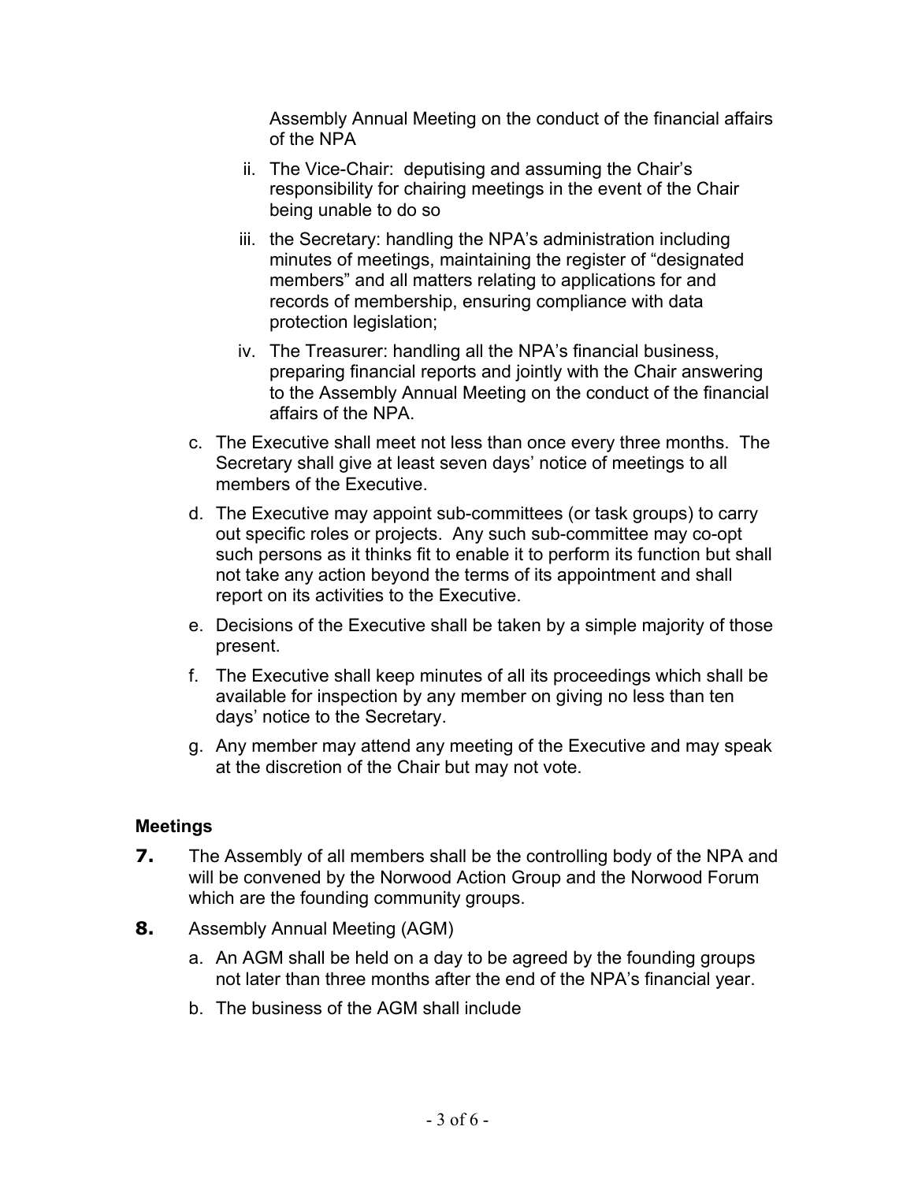Assembly Annual Meeting on the conduct of the financial affairs of the NPA

ii. The Vice-Chair: deputising and assuming the Chair's responsibility for chairing meetings in the event of the Chair being unable to do so

iii. the Secretary: handling the NPA's administration including minutes of meetings, maintaining the register of "designated members" and all matters relating to applications for and records of membership, ensuring compliance with data protection legislation;

iv. The Treasurer: handling all the NPA's financial business, preparing financial reports and jointly with the Chair answering to the Assembly Annual Meeting on the conduct of the financial affairs of the NPA.

c. The Executive shall meet not less than once every three months. The Secretary shall give at least seven days' notice of meetings to all members of the Executive.

d. The Executive may appoint sub-committees (or task groups) to carry out specific roles or projects. Any such sub-committee may co-opt such persons as it thinks fit to enable it to perform its function but shall not take any action beyond the terms of its appointment and shall report on its activities to the Executive.

e. Decisions of the Executive shall be taken by a simple majority of those present.

f. The Executive shall keep minutes of all its proceedings which shall be available for inspection by any member on giving no less than ten days' notice to the Secretary.

g. Any member may attend any meeting of the Executive and may speak at the discretion of the Chair but may not vote.

### Meetings

**7.** The Assembly of all members shall be the controlling body of the NPA and will be convened by the Norwood Action Group and the Norwood Forum which are the founding community groups.

**8.** Assembly Annual Meeting (AGM)

a. An AGM shall be held on a day to be agreed by the founding groups not later than three months after the end of the NPA's financial year.

b. The business of the AGM shall include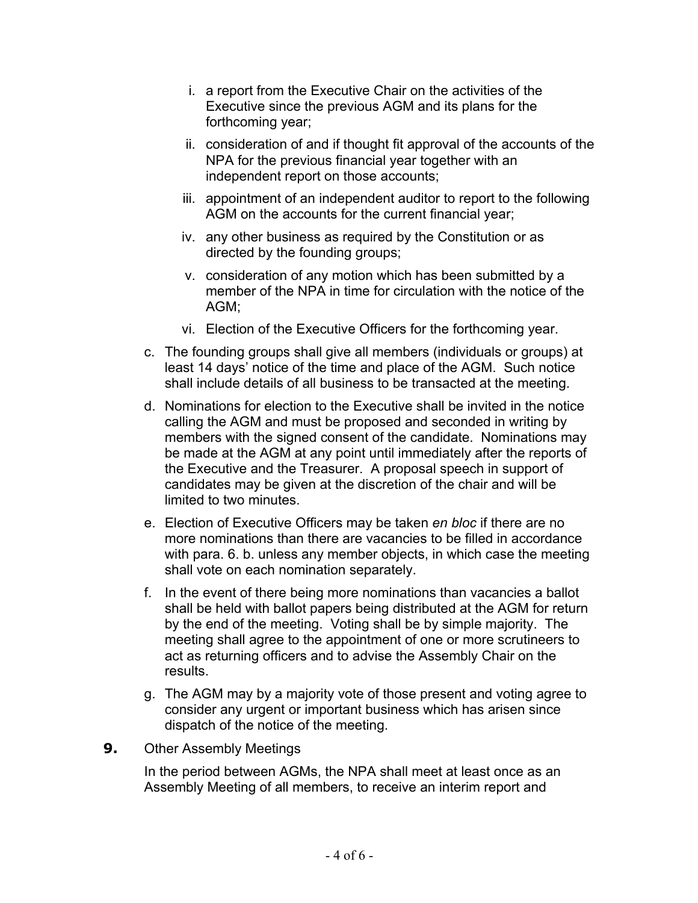i. a report from the Executive Chair on the activities of the Executive since the previous AGM and its plans for the forthcoming year;
   ii. consideration of and if thought fit approval of the accounts of the NPA for the previous financial year together with an independent report on those accounts;
   iii. appointment of an independent auditor to report to the following AGM on the accounts for the current financial year;
   iv. any other business as required by the Constitution or as directed by the founding groups;
   v. consideration of any motion which has been submitted by a member of the NPA in time for circulation with the notice of the AGM;
   vi. Election of the Executive Officers for the forthcoming year.

c. The founding groups shall give all members (individuals or groups) at least 14 days' notice of the time and place of the AGM. Such notice shall include details of all business to be transacted at the meeting.

d. Nominations for election to the Executive shall be invited in the notice calling the AGM and must be proposed and seconded in writing by members with the signed consent of the candidate. Nominations may be made at the AGM at any point until immediately after the reports of the Executive and the Treasurer. A proposal speech in support of candidates may be given at the discretion of the chair and will be limited to two minutes.

e. Election of Executive Officers may be taken *en bloc* if there are no more nominations than there are vacancies to be filled in accordance with para. 6. b. unless any member objects, in which case the meeting shall vote on each nomination separately.

f. In the event of there being more nominations than vacancies a ballot shall be held with ballot papers being distributed at the AGM for return by the end of the meeting. Voting shall be by simple majority. The meeting shall agree to the appointment of one or more scrutineers to act as returning officers and to advise the Assembly Chair on the results.

g. The AGM may by a majority vote of those present and voting agree to consider any urgent or important business which has arisen since dispatch of the notice of the meeting.

**9.** Other Assembly Meetings

In the period between AGMs, the NPA shall meet at least once as an Assembly Meeting of all members, to receive an interim report and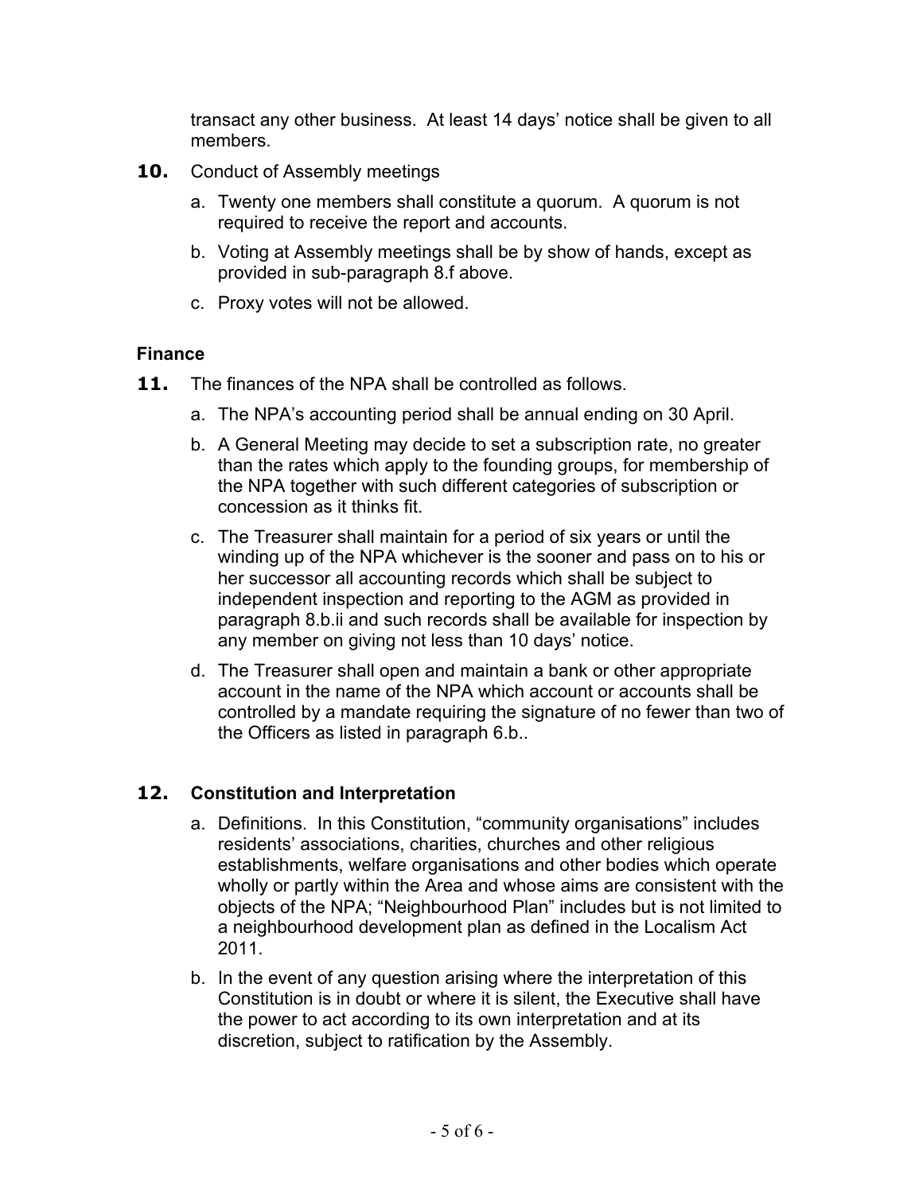transact any other business. At least 14 days' notice shall be given to all members.

**10.** Conduct of Assembly meetings

a. Twenty one members shall constitute a quorum. A quorum is not required to receive the report and accounts.

b. Voting at Assembly meetings shall be by show of hands, except as provided in sub-paragraph 8.f above.

c. Proxy votes will not be allowed.

### Finance

**11.** The finances of the NPA shall be controlled as follows.

a. The NPA's accounting period shall be annual ending on 30 April.

b. A General Meeting may decide to set a subscription rate, no greater than the rates which apply to the founding groups, for membership of the NPA together with such different categories of subscription or concession as it thinks fit.

c. The Treasurer shall maintain for a period of six years or until the winding up of the NPA whichever is the sooner and pass on to his or her successor all accounting records which shall be subject to independent inspection and reporting to the AGM as provided in paragraph 8.b.ii and such records shall be available for inspection by any member on giving not less than 10 days' notice.

d. The Treasurer shall open and maintain a bank or other appropriate account in the name of the NPA which account or accounts shall be controlled by a mandate requiring the signature of no fewer than two of the Officers as listed in paragraph 6.b..

### 12. Constitution and Interpretation

a. Definitions. In this Constitution, "community organisations" includes residents' associations, charities, churches and other religious establishments, welfare organisations and other bodies which operate wholly or partly within the Area and whose aims are consistent with the objects of the NPA; "Neighbourhood Plan" includes but is not limited to a neighbourhood development plan as defined in the Localism Act 2011.

b. In the event of any question arising where the interpretation of this Constitution is in doubt or where it is silent, the Executive shall have the power to act according to its own interpretation and at its discretion, subject to ratification by the Assembly.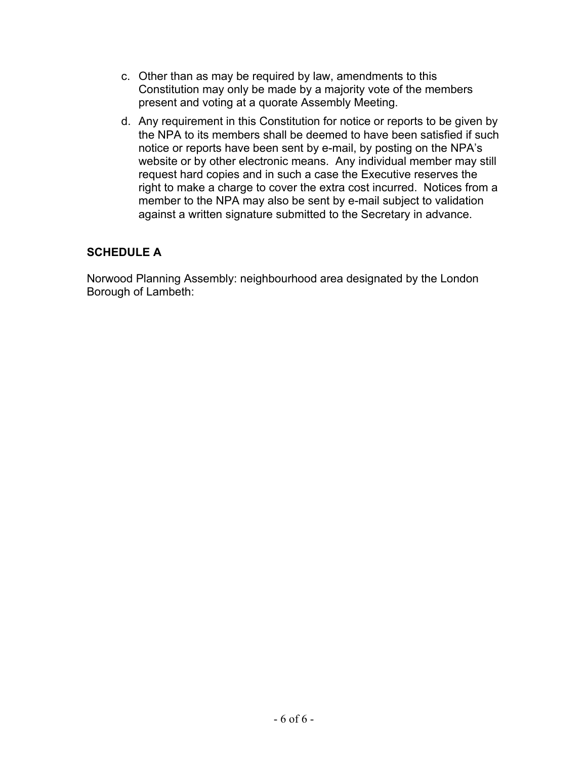c. Other than as may be required by law, amendments to this Constitution may only be made by a majority vote of the members present and voting at a quorate Assembly Meeting.

d. Any requirement in this Constitution for notice or reports to be given by the NPA to its members shall be deemed to have been satisfied if such notice or reports have been sent by e-mail, by posting on the NPA's website or by other electronic means. Any individual member may still request hard copies and in such a case the Executive reserves the right to make a charge to cover the extra cost incurred. Notices from a member to the NPA may also be sent by e-mail subject to validation against a written signature submitted to the Secretary in advance.

## SCHEDULE A

Norwood Planning Assembly: neighbourhood area designated by the London Borough of Lambeth: